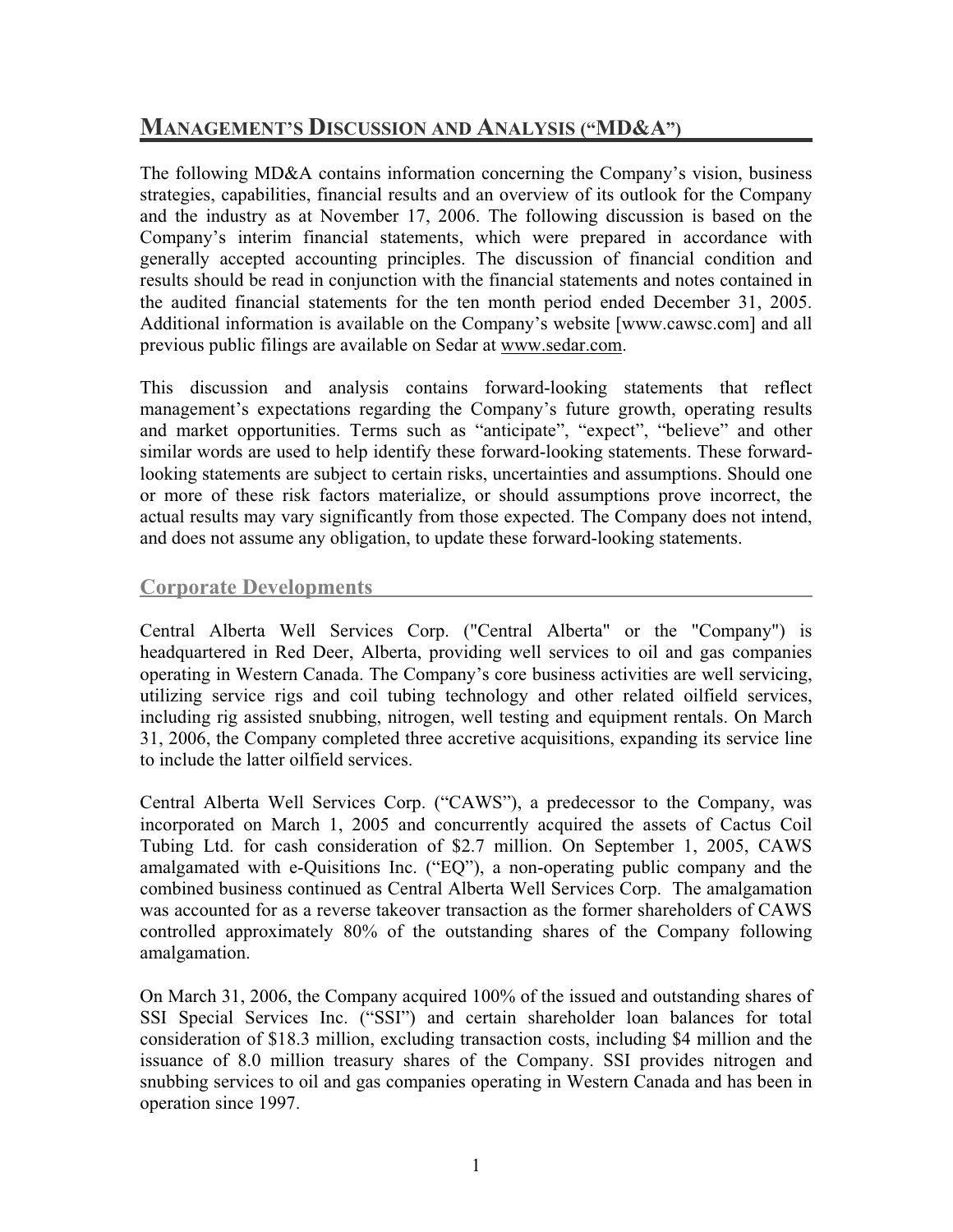# MANAGEMENT'S DISCUSSION AND ANALYSIS ("MD&A")

The following MD&A contains information concerning the Company's vision, business strategies, capabilities, financial results and an overview of its outlook for the Company and the industry as at November 17, 2006. The following discussion is based on the Company's interim financial statements, which were prepared in accordance with generally accepted accounting principles. The discussion of financial condition and results should be read in conjunction with the financial statements and notes contained in the audited financial statements for the ten month period ended December 31, 2005. Additional information is available on the Company's website [www.cawsc.com] and all previous public filings are available on Sedar at www.sedar.com.

This discussion and analysis contains forward-looking statements that reflect management's expectations regarding the Company's future growth, operating results and market opportunities. Terms such as "anticipate", "expect", "believe" and other similar words are used to help identify these forward-looking statements. These forward-looking statements are subject to certain risks, uncertainties and assumptions. Should one or more of these risk factors materialize, or should assumptions prove incorrect, the actual results may vary significantly from those expected. The Company does not intend, and does not assume any obligation, to update these forward-looking statements.

## Corporate Developments

Central Alberta Well Services Corp. ("Central Alberta" or the "Company") is headquartered in Red Deer, Alberta, providing well services to oil and gas companies operating in Western Canada. The Company's core business activities are well servicing, utilizing service rigs and coil tubing technology and other related oilfield services, including rig assisted snubbing, nitrogen, well testing and equipment rentals. On March 31, 2006, the Company completed three accretive acquisitions, expanding its service line to include the latter oilfield services.

Central Alberta Well Services Corp. ("CAWS"), a predecessor to the Company, was incorporated on March 1, 2005 and concurrently acquired the assets of Cactus Coil Tubing Ltd. for cash consideration of $2.7 million. On September 1, 2005, CAWS amalgamated with e-Quisitions Inc. ("EQ"), a non-operating public company and the combined business continued as Central Alberta Well Services Corp. The amalgamation was accounted for as a reverse takeover transaction as the former shareholders of CAWS controlled approximately 80% of the outstanding shares of the Company following amalgamation.

On March 31, 2006, the Company acquired 100% of the issued and outstanding shares of SSI Special Services Inc. ("SSI") and certain shareholder loan balances for total consideration of $18.3 million, excluding transaction costs, including $4 million and the issuance of 8.0 million treasury shares of the Company. SSI provides nitrogen and snubbing services to oil and gas companies operating in Western Canada and has been in operation since 1997.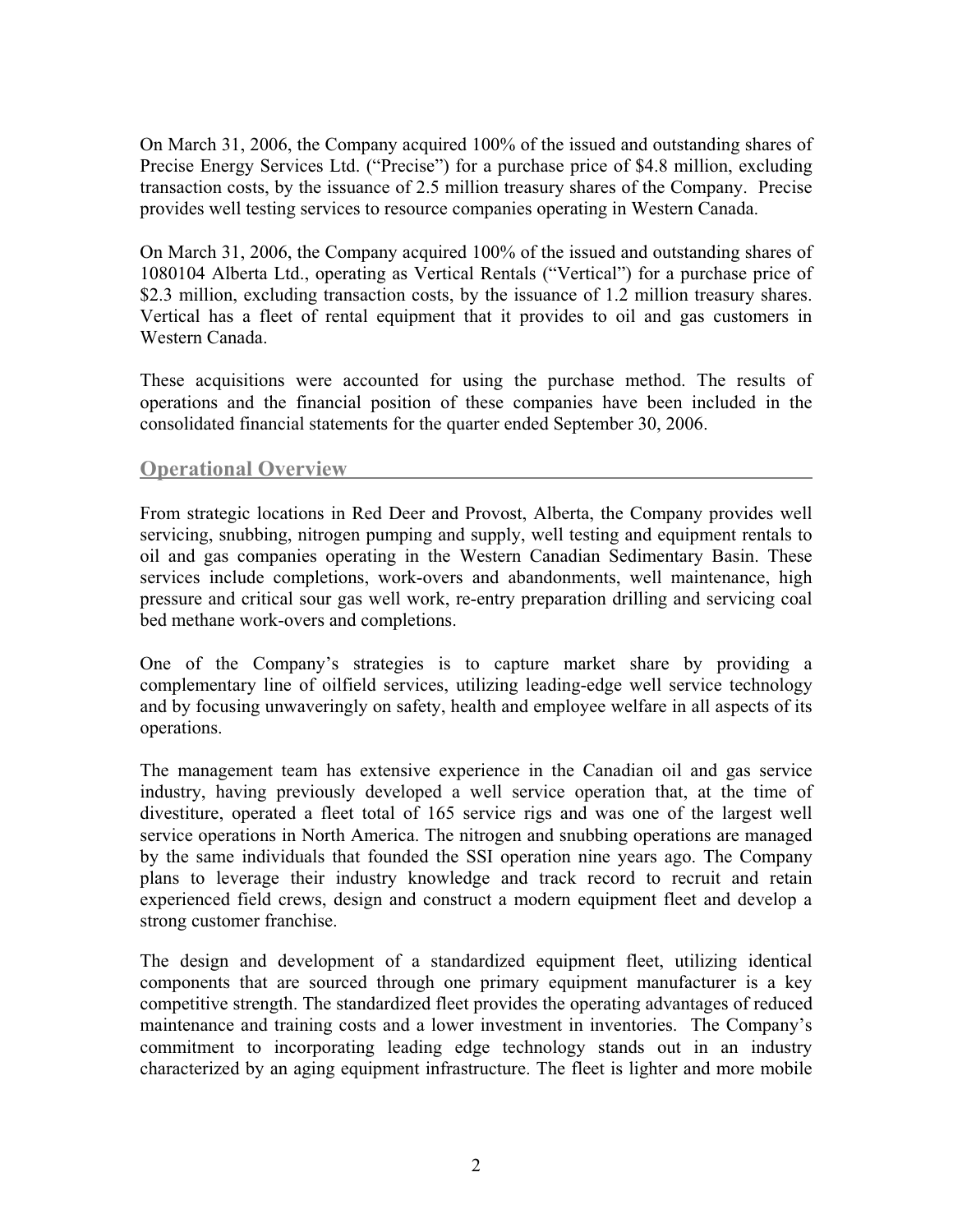On March 31, 2006, the Company acquired 100% of the issued and outstanding shares of Precise Energy Services Ltd. ("Precise") for a purchase price of $4.8 million, excluding transaction costs, by the issuance of 2.5 million treasury shares of the Company. Precise provides well testing services to resource companies operating in Western Canada.

On March 31, 2006, the Company acquired 100% of the issued and outstanding shares of 1080104 Alberta Ltd., operating as Vertical Rentals ("Vertical") for a purchase price of $2.3 million, excluding transaction costs, by the issuance of 1.2 million treasury shares. Vertical has a fleet of rental equipment that it provides to oil and gas customers in Western Canada.

These acquisitions were accounted for using the purchase method. The results of operations and the financial position of these companies have been included in the consolidated financial statements for the quarter ended September 30, 2006.

## Operational Overview

From strategic locations in Red Deer and Provost, Alberta, the Company provides well servicing, snubbing, nitrogen pumping and supply, well testing and equipment rentals to oil and gas companies operating in the Western Canadian Sedimentary Basin. These services include completions, work-overs and abandonments, well maintenance, high pressure and critical sour gas well work, re-entry preparation drilling and servicing coal bed methane work-overs and completions.

One of the Company's strategies is to capture market share by providing a complementary line of oilfield services, utilizing leading-edge well service technology and by focusing unwaveringly on safety, health and employee welfare in all aspects of its operations.

The management team has extensive experience in the Canadian oil and gas service industry, having previously developed a well service operation that, at the time of divestiture, operated a fleet total of 165 service rigs and was one of the largest well service operations in North America. The nitrogen and snubbing operations are managed by the same individuals that founded the SSI operation nine years ago. The Company plans to leverage their industry knowledge and track record to recruit and retain experienced field crews, design and construct a modern equipment fleet and develop a strong customer franchise.

The design and development of a standardized equipment fleet, utilizing identical components that are sourced through one primary equipment manufacturer is a key competitive strength. The standardized fleet provides the operating advantages of reduced maintenance and training costs and a lower investment in inventories. The Company's commitment to incorporating leading edge technology stands out in an industry characterized by an aging equipment infrastructure. The fleet is lighter and more mobile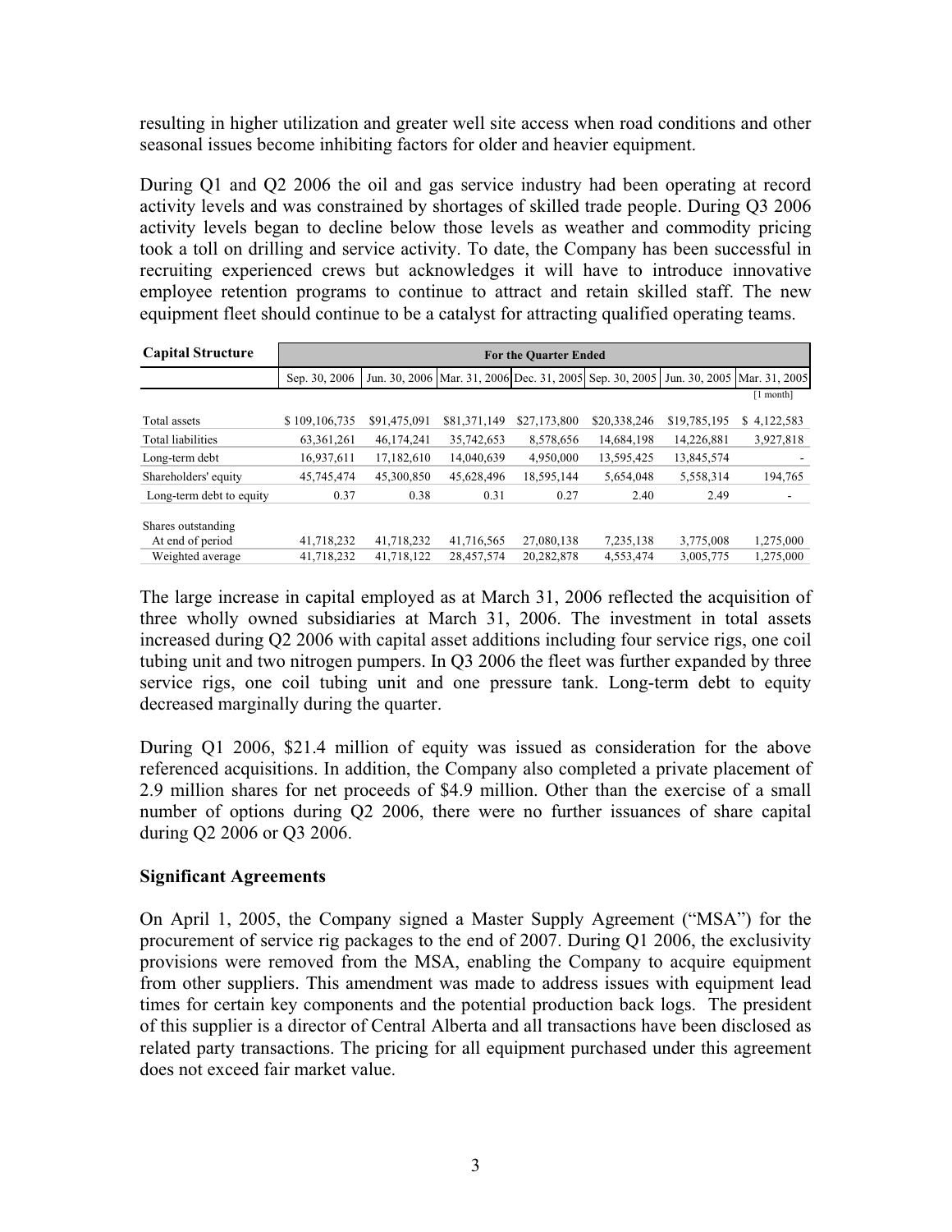resulting in higher utilization and greater well site access when road conditions and other seasonal issues become inhibiting factors for older and heavier equipment.

During Q1 and Q2 2006 the oil and gas service industry had been operating at record activity levels and was constrained by shortages of skilled trade people. During Q3 2006 activity levels began to decline below those levels as weather and commodity pricing took a toll on drilling and service activity. To date, the Company has been successful in recruiting experienced crews but acknowledges it will have to introduce innovative employee retention programs to continue to attract and retain skilled staff. The new equipment fleet should continue to be a catalyst for attracting qualified operating teams.

| Capital Structure | For the Quarter Ended | | | | | | |
|---|---|---|---|---|---|---|---|
| | Sep. 30, 2006 | Jun. 30, 2006 | Mar. 31, 2006 | Dec. 31, 2005 | Sep. 30, 2005 | Jun. 30, 2005 | Mar. 31, 2005 [1 month] |
| Total assets | $ 109,106,735 | $91,475,091 | $81,371,149 | $27,173,800 | $20,338,246 | $19,785,195 | $ 4,122,583 |
| Total liabilities | 63,361,261 | 46,174,241 | 35,742,653 | 8,578,656 | 14,684,198 | 14,226,881 | 3,927,818 |
| Long-term debt | 16,937,611 | 17,182,610 | 14,040,639 | 4,950,000 | 13,595,425 | 13,845,574 | - |
| Shareholders' equity | 45,745,474 | 45,300,850 | 45,628,496 | 18,595,144 | 5,654,048 | 5,558,314 | 194,765 |
| Long-term debt to equity | 0.37 | 0.38 | 0.31 | 0.27 | 2.40 | 2.49 | - |
| Shares outstanding | | | | | | | |
| At end of period | 41,718,232 | 41,718,232 | 41,716,565 | 27,080,138 | 7,235,138 | 3,775,008 | 1,275,000 |
| Weighted average | 41,718,232 | 41,718,122 | 28,457,574 | 20,282,878 | 4,553,474 | 3,005,775 | 1,275,000 |

The large increase in capital employed as at March 31, 2006 reflected the acquisition of three wholly owned subsidiaries at March 31, 2006. The investment in total assets increased during Q2 2006 with capital asset additions including four service rigs, one coil tubing unit and two nitrogen pumpers. In Q3 2006 the fleet was further expanded by three service rigs, one coil tubing unit and one pressure tank. Long-term debt to equity decreased marginally during the quarter.

During Q1 2006, $21.4 million of equity was issued as consideration for the above referenced acquisitions. In addition, the Company also completed a private placement of 2.9 million shares for net proceeds of $4.9 million. Other than the exercise of a small number of options during Q2 2006, there were no further issuances of share capital during Q2 2006 or Q3 2006.

### Significant Agreements

On April 1, 2005, the Company signed a Master Supply Agreement ("MSA") for the procurement of service rig packages to the end of 2007. During Q1 2006, the exclusivity provisions were removed from the MSA, enabling the Company to acquire equipment from other suppliers. This amendment was made to address issues with equipment lead times for certain key components and the potential production back logs. The president of this supplier is a director of Central Alberta and all transactions have been disclosed as related party transactions. The pricing for all equipment purchased under this agreement does not exceed fair market value.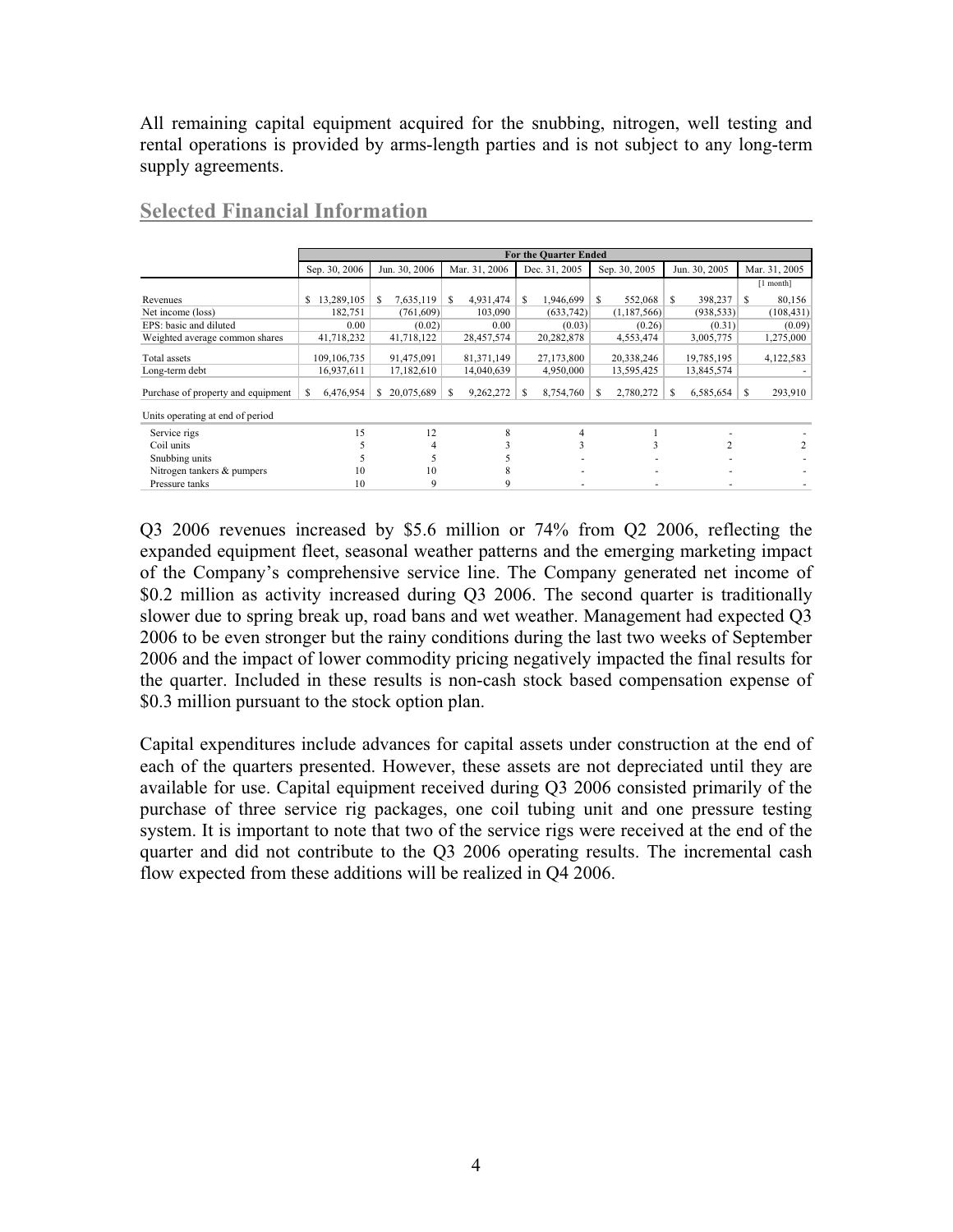All remaining capital equipment acquired for the snubbing, nitrogen, well testing and rental operations is provided by arms-length parties and is not subject to any long-term supply agreements.

## Selected Financial Information

| | For the Quarter Ended | | | | | | |
|---|---|---|---|---|---|---|---|
| | Sep. 30, 2006 | Jun. 30, 2006 | Mar. 31, 2006 | Dec. 31, 2005 | Sep. 30, 2005 | Jun. 30, 2005 | Mar. 31, 2005 |
| | | | | | | | [1 month] |
| Revenues | $ 13,289,105 | $ 7,635,119 | $ 4,931,474 | $ 1,946,699 | $ 552,068 | $ 398,237 | $ 80,156 |
| Net income (loss) | 182,751 | (761,609) | 103,090 | (633,742) | (1,187,566) | (938,533) | (108,431) |
| EPS: basic and diluted | 0.00 | (0.02) | 0.00 | (0.03) | (0.26) | (0.31) | (0.09) |
| Weighted average common shares | 41,718,232 | 41,718,122 | 28,457,574 | 20,282,878 | 4,553,474 | 3,005,775 | 1,275,000 |
| Total assets | 109,106,735 | 91,475,091 | 81,371,149 | 27,173,800 | 20,338,246 | 19,785,195 | 4,122,583 |
| Long-term debt | 16,937,611 | 17,182,610 | 14,040,639 | 4,950,000 | 13,595,425 | 13,845,574 | - |
| Purchase of property and equipment | $ 6,476,954 | $ 20,075,689 | $ 9,262,272 | $ 8,754,760 | $ 2,780,272 | $ 6,585,654 | $ 293,910 |
| Units operating at end of period | | | | | | | |
| Service rigs | 15 | 12 | 8 | 4 | 1 | - | - |
| Coil units | 5 | 4 | 3 | 3 | 3 | 2 | 2 |
| Snubbing units | 5 | 5 | 5 | - | - | - | - |
| Nitrogen tankers & pumpers | 10 | 10 | 8 | - | - | - | - |
| Pressure tanks | 10 | 9 | 9 | - | - | - | - |

Q3 2006 revenues increased by $5.6 million or 74% from Q2 2006, reflecting the expanded equipment fleet, seasonal weather patterns and the emerging marketing impact of the Company's comprehensive service line. The Company generated net income of $0.2 million as activity increased during Q3 2006. The second quarter is traditionally slower due to spring break up, road bans and wet weather. Management had expected Q3 2006 to be even stronger but the rainy conditions during the last two weeks of September 2006 and the impact of lower commodity pricing negatively impacted the final results for the quarter. Included in these results is non-cash stock based compensation expense of $0.3 million pursuant to the stock option plan.

Capital expenditures include advances for capital assets under construction at the end of each of the quarters presented. However, these assets are not depreciated until they are available for use. Capital equipment received during Q3 2006 consisted primarily of the purchase of three service rig packages, one coil tubing unit and one pressure testing system. It is important to note that two of the service rigs were received at the end of the quarter and did not contribute to the Q3 2006 operating results. The incremental cash flow expected from these additions will be realized in Q4 2006.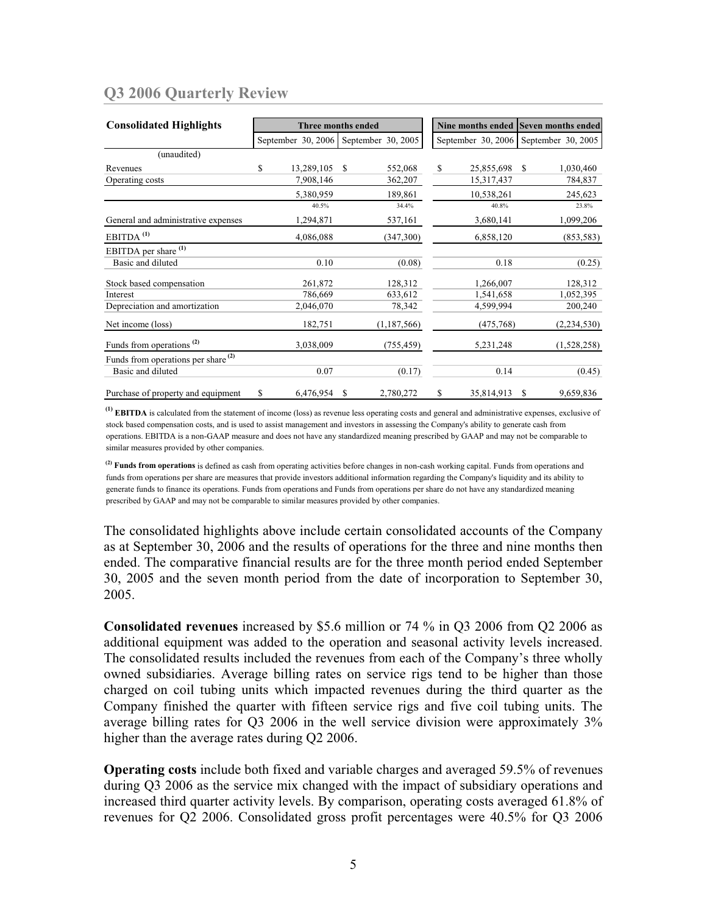## Q3 2006 Quarterly Review

| Consolidated Highlights | Three months ended | | Nine months ended | Seven months ended |
|---|---|---|---|---|
| | September 30, 2006 | September 30, 2005 | September 30, 2006 | September 30, 2005 |
| (unaudited) | | | | |
| Revenues | $ 13,289,105 | $ 552,068 | $ 25,855,698 | $ 1,030,460 |
| Operating costs | 7,908,146 | 362,207 | 15,317,437 | 784,837 |
| | 5,380,959 | 189,861 | 10,538,261 | 245,623 |
| | 40.5% | 34.4% | 40.8% | 23.8% |
| General and administrative expenses | 1,294,871 | 537,161 | 3,680,141 | 1,099,206 |
| EBITDA (1) | 4,086,088 | (347,300) | 6,858,120 | (853,583) |
| EBITDA per share (1) | | | | |
| Basic and diluted | 0.10 | (0.08) | 0.18 | (0.25) |
| Stock based compensation | 261,872 | 128,312 | 1,266,007 | 128,312 |
| Interest | 786,669 | 633,612 | 1,541,658 | 1,052,395 |
| Depreciation and amortization | 2,046,070 | 78,342 | 4,599,994 | 200,240 |
| Net income (loss) | 182,751 | (1,187,566) | (475,768) | (2,234,530) |
| Funds from operations (2) | 3,038,009 | (755,459) | 5,231,248 | (1,528,258) |
| Funds from operations per share (2) | | | | |
| Basic and diluted | 0.07 | (0.17) | 0.14 | (0.45) |
| Purchase of property and equipment | $ 6,476,954 | $ 2,780,272 | $ 35,814,913 | $ 9,659,836 |

(1) **EBITDA** is calculated from the statement of income (loss) as revenue less operating costs and general and administrative expenses, exclusive of stock based compensation costs, and is used to assist management and investors in assessing the Company's ability to generate cash from operations. EBITDA is a non-GAAP measure and does not have any standardized meaning prescribed by GAAP and may not be comparable to similar measures provided by other companies.

(2) **Funds from operations** is defined as cash from operating activities before changes in non-cash working capital. Funds from operations and funds from operations per share are measures that provide investors additional information regarding the Company's liquidity and its ability to generate funds to finance its operations. Funds from operations and Funds from operations per share do not have any standardized meaning prescribed by GAAP and may not be comparable to similar measures provided by other companies.

The consolidated highlights above include certain consolidated accounts of the Company as at September 30, 2006 and the results of operations for the three and nine months then ended. The comparative financial results are for the three month period ended September 30, 2005 and the seven month period from the date of incorporation to September 30, 2005.

**Consolidated revenues** increased by $5.6 million or 74 % in Q3 2006 from Q2 2006 as additional equipment was added to the operation and seasonal activity levels increased. The consolidated results included the revenues from each of the Company's three wholly owned subsidiaries. Average billing rates on service rigs tend to be higher than those charged on coil tubing units which impacted revenues during the third quarter as the Company finished the quarter with fifteen service rigs and five coil tubing units. The average billing rates for Q3 2006 in the well service division were approximately 3% higher than the average rates during Q2 2006.

**Operating costs** include both fixed and variable charges and averaged 59.5% of revenues during Q3 2006 as the service mix changed with the impact of subsidiary operations and increased third quarter activity levels. By comparison, operating costs averaged 61.8% of revenues for Q2 2006. Consolidated gross profit percentages were 40.5% for Q3 2006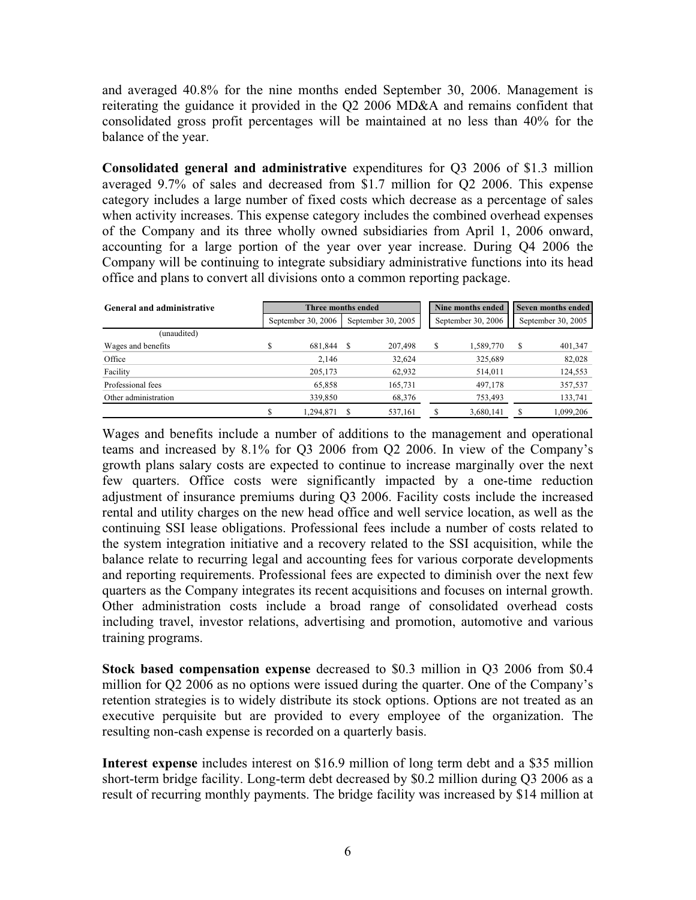and averaged 40.8% for the nine months ended September 30, 2006. Management is reiterating the guidance it provided in the Q2 2006 MD&A and remains confident that consolidated gross profit percentages will be maintained at no less than 40% for the balance of the year.

**Consolidated general and administrative** expenditures for Q3 2006 of $1.3 million averaged 9.7% of sales and decreased from $1.7 million for Q2 2006. This expense category includes a large number of fixed costs which decrease as a percentage of sales when activity increases. This expense category includes the combined overhead expenses of the Company and its three wholly owned subsidiaries from April 1, 2006 onward, accounting for a large portion of the year over year increase. During Q4 2006 the Company will be continuing to integrate subsidiary administrative functions into its head office and plans to convert all divisions onto a common reporting package.

| General and administrative | Three months ended | | Nine months ended | Seven months ended |
|---|---|---|---|---|
| | September 30, 2006 | September 30, 2005 | September 30, 2006 | September 30, 2005 |
| (unaudited) | | | | |
| Wages and benefits | $ 681,844 | $ 207,498 | $ 1,589,770 | $ 401,347 |
| Office | 2,146 | 32,624 | 325,689 | 82,028 |
| Facility | 205,173 | 62,932 | 514,011 | 124,553 |
| Professional fees | 65,858 | 165,731 | 497,178 | 357,537 |
| Other administration | 339,850 | 68,376 | 753,493 | 133,741 |
| | $ 1,294,871 | $ 537,161 | $ 3,680,141 | $ 1,099,206 |

Wages and benefits include a number of additions to the management and operational teams and increased by 8.1% for Q3 2006 from Q2 2006. In view of the Company's growth plans salary costs are expected to continue to increase marginally over the next few quarters. Office costs were significantly impacted by a one-time reduction adjustment of insurance premiums during Q3 2006. Facility costs include the increased rental and utility charges on the new head office and well service location, as well as the continuing SSI lease obligations. Professional fees include a number of costs related to the system integration initiative and a recovery related to the SSI acquisition, while the balance relate to recurring legal and accounting fees for various corporate developments and reporting requirements. Professional fees are expected to diminish over the next few quarters as the Company integrates its recent acquisitions and focuses on internal growth. Other administration costs include a broad range of consolidated overhead costs including travel, investor relations, advertising and promotion, automotive and various training programs.

**Stock based compensation expense** decreased to $0.3 million in Q3 2006 from $0.4 million for Q2 2006 as no options were issued during the quarter. One of the Company's retention strategies is to widely distribute its stock options. Options are not treated as an executive perquisite but are provided to every employee of the organization. The resulting non-cash expense is recorded on a quarterly basis.

**Interest expense** includes interest on $16.9 million of long term debt and a $35 million short-term bridge facility. Long-term debt decreased by $0.2 million during Q3 2006 as a result of recurring monthly payments. The bridge facility was increased by $14 million at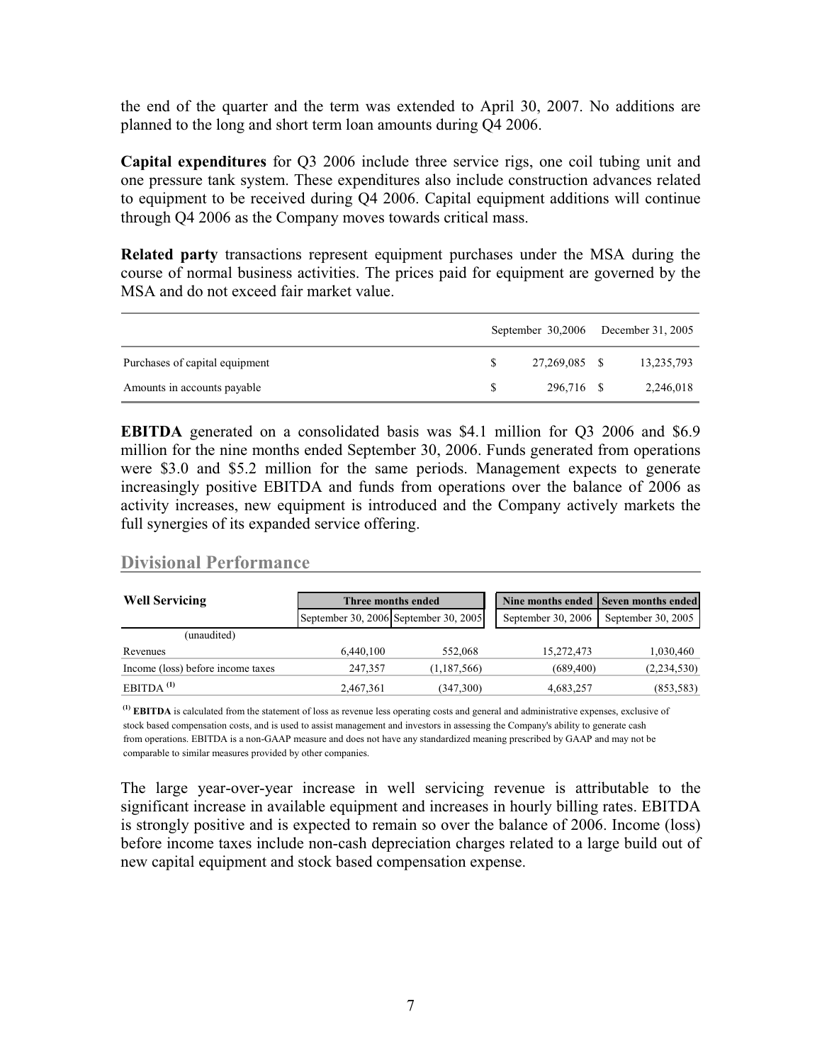the end of the quarter and the term was extended to April 30, 2007. No additions are planned to the long and short term loan amounts during Q4 2006.

**Capital expenditures** for Q3 2006 include three service rigs, one coil tubing unit and one pressure tank system. These expenditures also include construction advances related to equipment to be received during Q4 2006. Capital equipment additions will continue through Q4 2006 as the Company moves towards critical mass.

**Related party** transactions represent equipment purchases under the MSA during the course of normal business activities. The prices paid for equipment are governed by the MSA and do not exceed fair market value.

| | September 30,2006 | December 31, 2005 |
|---|---|---|
| Purchases of capital equipment | $ 27,269,085 | $ 13,235,793 |
| Amounts in accounts payable | $ 296,716 | $ 2,246,018 |

**EBITDA** generated on a consolidated basis was $4.1 million for Q3 2006 and $6.9 million for the nine months ended September 30, 2006. Funds generated from operations were $3.0 and $5.2 million for the same periods. Management expects to generate increasingly positive EBITDA and funds from operations over the balance of 2006 as activity increases, new equipment is introduced and the Company actively markets the full synergies of its expanded service offering.

## Divisional Performance

| **Well Servicing** | **Three months ended** | | **Nine months ended** | **Seven months ended** |
|---|---|---|---|---|
| | September 30, 2006 | September 30, 2005 | September 30, 2006 | September 30, 2005 |
| (unaudited) | | | | |
| Revenues | 6,440,100 | 552,068 | 15,272,473 | 1,030,460 |
| Income (loss) before income taxes | 247,357 | (1,187,566) | (689,400) | (2,234,530) |
| EBITDA [(1)] | 2,467,361 | (347,300) | 4,683,257 | (853,583) |

[(1)] **EBITDA** is calculated from the statement of loss as revenue less operating costs and general and administrative expenses, exclusive of stock based compensation costs, and is used to assist management and investors in assessing the Company's ability to generate cash from operations. EBITDA is a non-GAAP measure and does not have any standardized meaning prescribed by GAAP and may not be comparable to similar measures provided by other companies.

The large year-over-year increase in well servicing revenue is attributable to the significant increase in available equipment and increases in hourly billing rates. EBITDA is strongly positive and is expected to remain so over the balance of 2006. Income (loss) before income taxes include non-cash depreciation charges related to a large build out of new capital equipment and stock based compensation expense.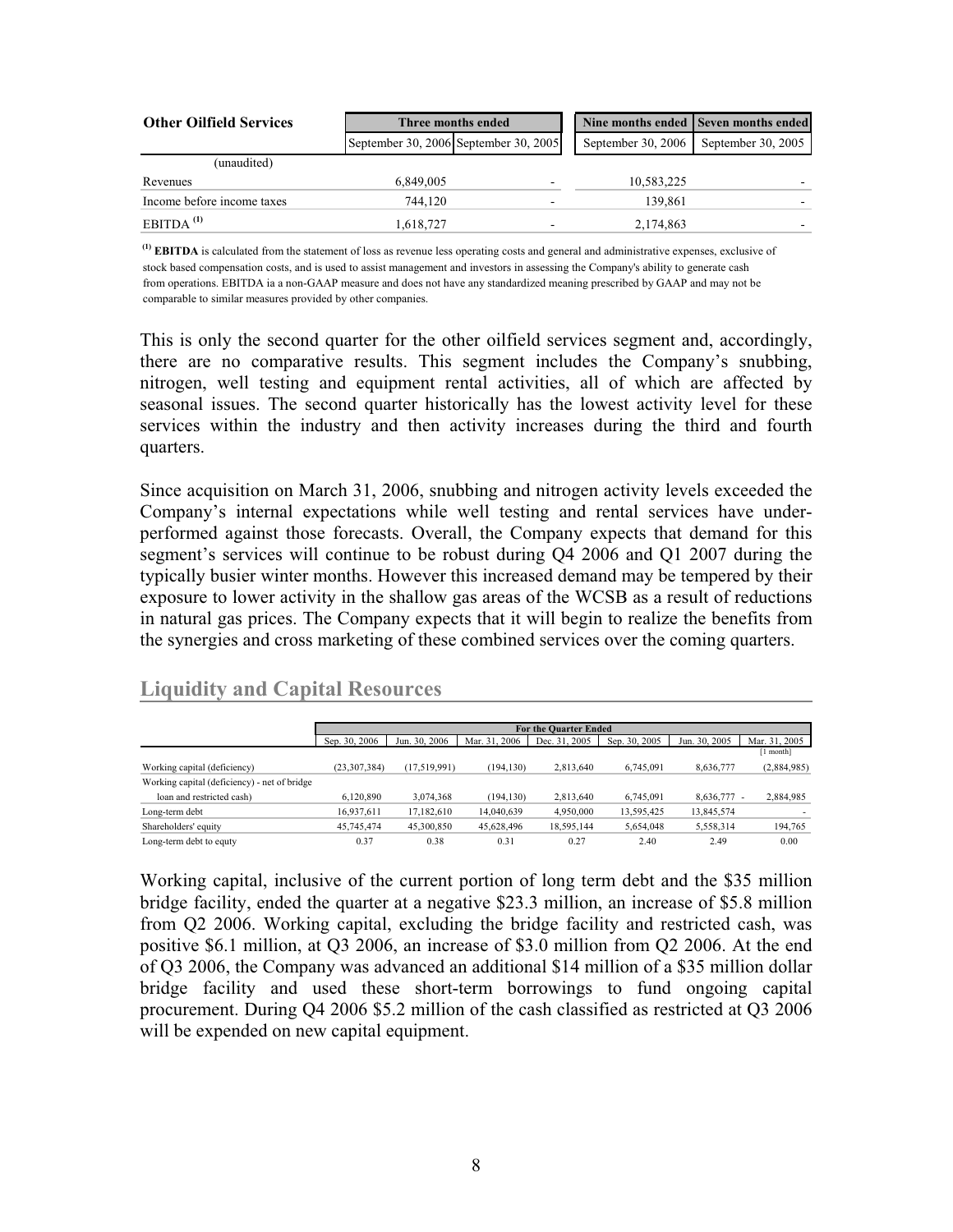| Other Oilfield Services | Three months ended | | Nine months ended | Seven months ended |
|---|---|---|---|---|
| | September 30, 2006 | September 30, 2005 | September 30, 2006 | September 30, 2005 |
| (unaudited) | | | | |
| Revenues | 6,849,005 | - | 10,583,225 | - |
| Income before income taxes | 744,120 | - | 139,861 | - |
| EBITDA [(1)] | 1,618,727 | - | 2,174,863 | - |

[(1)] **EBITDA** is calculated from the statement of loss as revenue less operating costs and general and administrative expenses, exclusive of stock based compensation costs, and is used to assist management and investors in assessing the Company's ability to generate cash from operations. EBITDA ia a non-GAAP measure and does not have any standardized meaning prescribed by GAAP and may not be comparable to similar measures provided by other companies.

This is only the second quarter for the other oilfield services segment and, accordingly, there are no comparative results. This segment includes the Company's snubbing, nitrogen, well testing and equipment rental activities, all of which are affected by seasonal issues. The second quarter historically has the lowest activity level for these services within the industry and then activity increases during the third and fourth quarters.

Since acquisition on March 31, 2006, snubbing and nitrogen activity levels exceeded the Company's internal expectations while well testing and rental services have under-performed against those forecasts. Overall, the Company expects that demand for this segment's services will continue to be robust during Q4 2006 and Q1 2007 during the typically busier winter months. However this increased demand may be tempered by their exposure to lower activity in the shallow gas areas of the WCSB as a result of reductions in natural gas prices. The Company expects that it will begin to realize the benefits from the synergies and cross marketing of these combined services over the coming quarters.

## Liquidity and Capital Resources

| | For the Quarter Ended | | | | | | |
|---|---|---|---|---|---|---|---|
| | Sep. 30, 2006 | Jun. 30, 2006 | Mar. 31, 2006 | Dec. 31, 2005 | Sep. 30, 2005 | Jun. 30, 2005 | Mar. 31, 2005 [1 month] |
| Working capital (deficiency) | (23,307,384) | (17,519,991) | (194,130) | 2,813,640 | 6,745,091 | 8,636,777 | (2,884,985) |
| Working capital (deficiency) - net of bridge loan and restricted cash) | 6,120,890 | 3,074,368 | (194,130) | 2,813,640 | 6,745,091 | 8,636,777 - | 2,884,985 |
| Long-term debt | 16,937,611 | 17,182,610 | 14,040,639 | 4,950,000 | 13,595,425 | 13,845,574 | - |
| Shareholders' equity | 45,745,474 | 45,300,850 | 45,628,496 | 18,595,144 | 5,654,048 | 5,558,314 | 194,765 |
| Long-term debt to equty | 0.37 | 0.38 | 0.31 | 0.27 | 2.40 | 2.49 | 0.00 |

Working capital, inclusive of the current portion of long term debt and the $35 million bridge facility, ended the quarter at a negative $23.3 million, an increase of $5.8 million from Q2 2006. Working capital, excluding the bridge facility and restricted cash, was positive $6.1 million, at Q3 2006, an increase of $3.0 million from Q2 2006. At the end of Q3 2006, the Company was advanced an additional $14 million of a $35 million dollar bridge facility and used these short-term borrowings to fund ongoing capital procurement. During Q4 2006 $5.2 million of the cash classified as restricted at Q3 2006 will be expended on new capital equipment.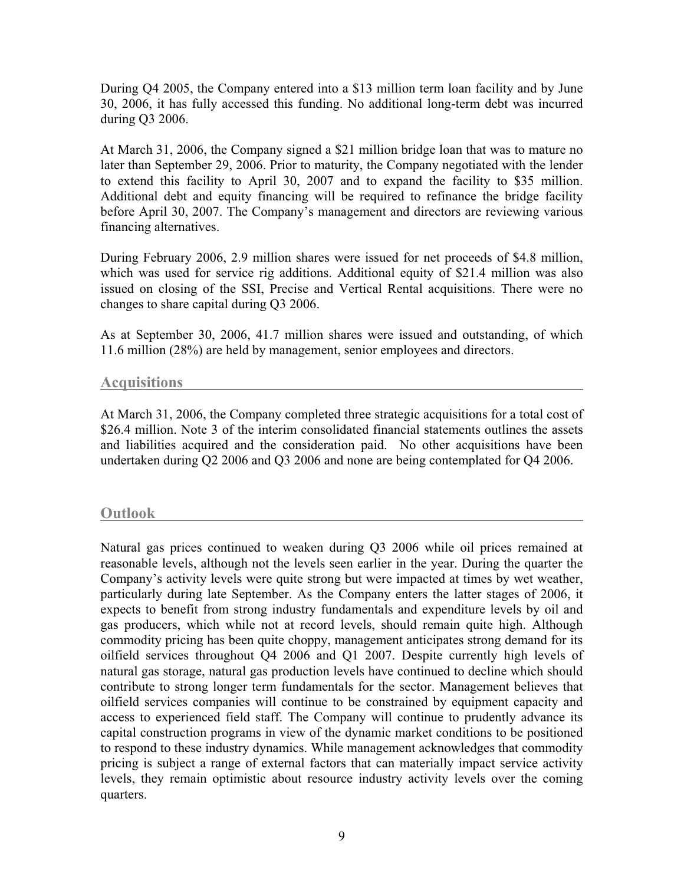During Q4 2005, the Company entered into a $13 million term loan facility and by June 30, 2006, it has fully accessed this funding. No additional long-term debt was incurred during Q3 2006.

At March 31, 2006, the Company signed a $21 million bridge loan that was to mature no later than September 29, 2006. Prior to maturity, the Company negotiated with the lender to extend this facility to April 30, 2007 and to expand the facility to $35 million. Additional debt and equity financing will be required to refinance the bridge facility before April 30, 2007. The Company's management and directors are reviewing various financing alternatives.

During February 2006, 2.9 million shares were issued for net proceeds of $4.8 million, which was used for service rig additions. Additional equity of $21.4 million was also issued on closing of the SSI, Precise and Vertical Rental acquisitions. There were no changes to share capital during Q3 2006.

As at September 30, 2006, 41.7 million shares were issued and outstanding, of which 11.6 million (28%) are held by management, senior employees and directors.

## Acquisitions

At March 31, 2006, the Company completed three strategic acquisitions for a total cost of $26.4 million. Note 3 of the interim consolidated financial statements outlines the assets and liabilities acquired and the consideration paid. No other acquisitions have been undertaken during Q2 2006 and Q3 2006 and none are being contemplated for Q4 2006.

## Outlook

Natural gas prices continued to weaken during Q3 2006 while oil prices remained at reasonable levels, although not the levels seen earlier in the year. During the quarter the Company's activity levels were quite strong but were impacted at times by wet weather, particularly during late September. As the Company enters the latter stages of 2006, it expects to benefit from strong industry fundamentals and expenditure levels by oil and gas producers, which while not at record levels, should remain quite high. Although commodity pricing has been quite choppy, management anticipates strong demand for its oilfield services throughout Q4 2006 and Q1 2007. Despite currently high levels of natural gas storage, natural gas production levels have continued to decline which should contribute to strong longer term fundamentals for the sector. Management believes that oilfield services companies will continue to be constrained by equipment capacity and access to experienced field staff. The Company will continue to prudently advance its capital construction programs in view of the dynamic market conditions to be positioned to respond to these industry dynamics. While management acknowledges that commodity pricing is subject a range of external factors that can materially impact service activity levels, they remain optimistic about resource industry activity levels over the coming quarters.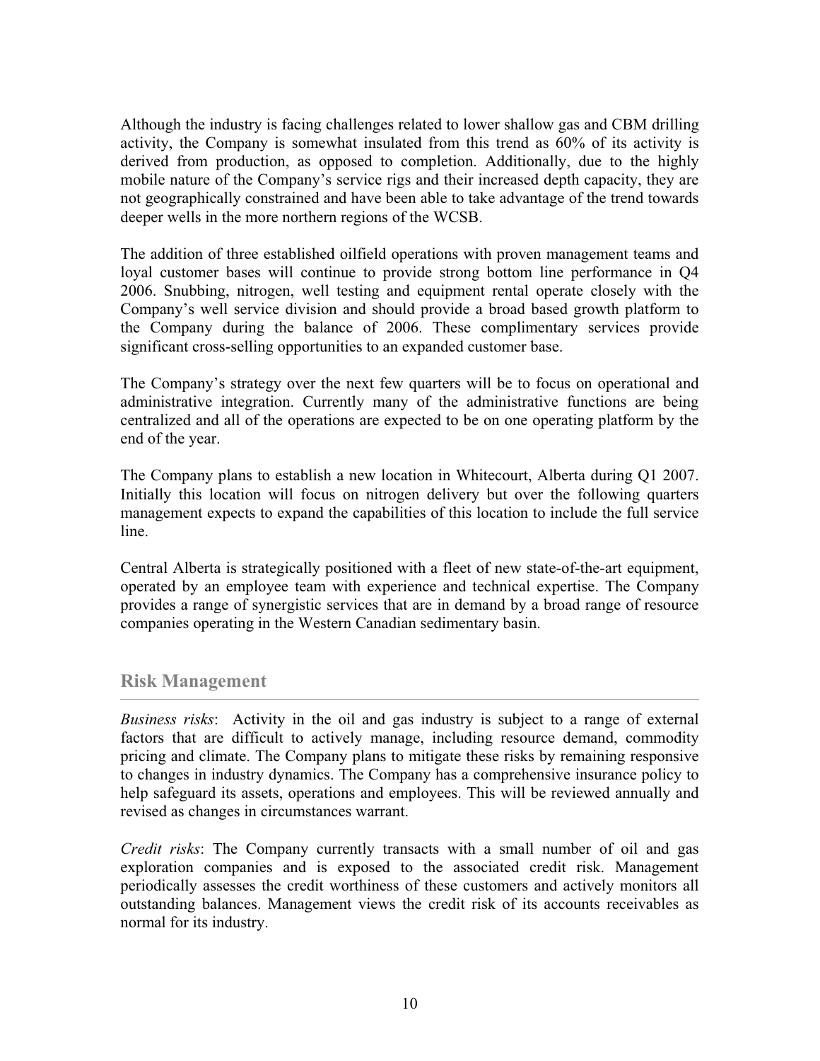Although the industry is facing challenges related to lower shallow gas and CBM drilling activity, the Company is somewhat insulated from this trend as 60% of its activity is derived from production, as opposed to completion. Additionally, due to the highly mobile nature of the Company's service rigs and their increased depth capacity, they are not geographically constrained and have been able to take advantage of the trend towards deeper wells in the more northern regions of the WCSB.

The addition of three established oilfield operations with proven management teams and loyal customer bases will continue to provide strong bottom line performance in Q4 2006. Snubbing, nitrogen, well testing and equipment rental operate closely with the Company's well service division and should provide a broad based growth platform to the Company during the balance of 2006. These complimentary services provide significant cross-selling opportunities to an expanded customer base.

The Company's strategy over the next few quarters will be to focus on operational and administrative integration. Currently many of the administrative functions are being centralized and all of the operations are expected to be on one operating platform by the end of the year.

The Company plans to establish a new location in Whitecourt, Alberta during Q1 2007. Initially this location will focus on nitrogen delivery but over the following quarters management expects to expand the capabilities of this location to include the full service line.

Central Alberta is strategically positioned with a fleet of new state-of-the-art equipment, operated by an employee team with experience and technical expertise. The Company provides a range of synergistic services that are in demand by a broad range of resource companies operating in the Western Canadian sedimentary basin.

## Risk Management

*Business risks*: Activity in the oil and gas industry is subject to a range of external factors that are difficult to actively manage, including resource demand, commodity pricing and climate. The Company plans to mitigate these risks by remaining responsive to changes in industry dynamics. The Company has a comprehensive insurance policy to help safeguard its assets, operations and employees. This will be reviewed annually and revised as changes in circumstances warrant.

*Credit risks*: The Company currently transacts with a small number of oil and gas exploration companies and is exposed to the associated credit risk. Management periodically assesses the credit worthiness of these customers and actively monitors all outstanding balances. Management views the credit risk of its accounts receivables as normal for its industry.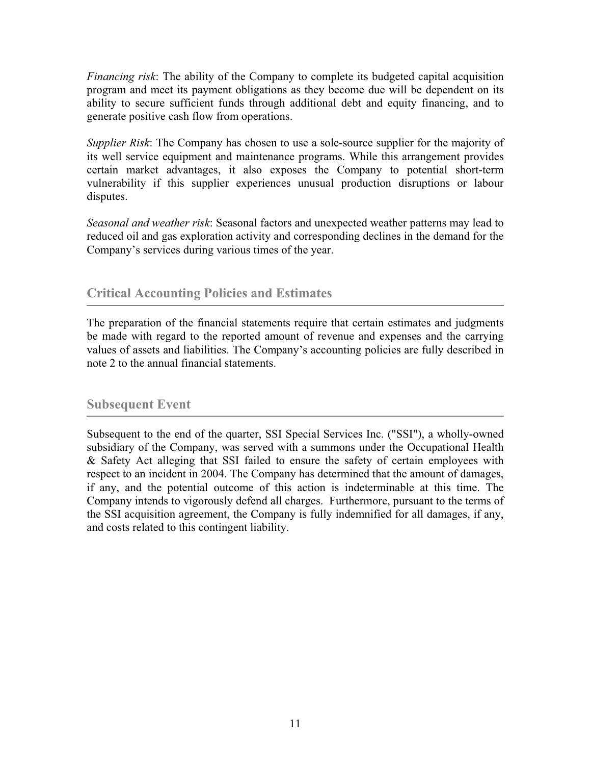*Financing risk*: The ability of the Company to complete its budgeted capital acquisition program and meet its payment obligations as they become due will be dependent on its ability to secure sufficient funds through additional debt and equity financing, and to generate positive cash flow from operations.

*Supplier Risk*: The Company has chosen to use a sole-source supplier for the majority of its well service equipment and maintenance programs. While this arrangement provides certain market advantages, it also exposes the Company to potential short-term vulnerability if this supplier experiences unusual production disruptions or labour disputes.

*Seasonal and weather risk*: Seasonal factors and unexpected weather patterns may lead to reduced oil and gas exploration activity and corresponding declines in the demand for the Company's services during various times of the year.

## Critical Accounting Policies and Estimates

The preparation of the financial statements require that certain estimates and judgments be made with regard to the reported amount of revenue and expenses and the carrying values of assets and liabilities. The Company's accounting policies are fully described in note 2 to the annual financial statements.

## Subsequent Event

Subsequent to the end of the quarter, SSI Special Services Inc. ("SSI"), a wholly-owned subsidiary of the Company, was served with a summons under the Occupational Health & Safety Act alleging that SSI failed to ensure the safety of certain employees with respect to an incident in 2004. The Company has determined that the amount of damages, if any, and the potential outcome of this action is indeterminable at this time. The Company intends to vigorously defend all charges. Furthermore, pursuant to the terms of the SSI acquisition agreement, the Company is fully indemnified for all damages, if any, and costs related to this contingent liability.